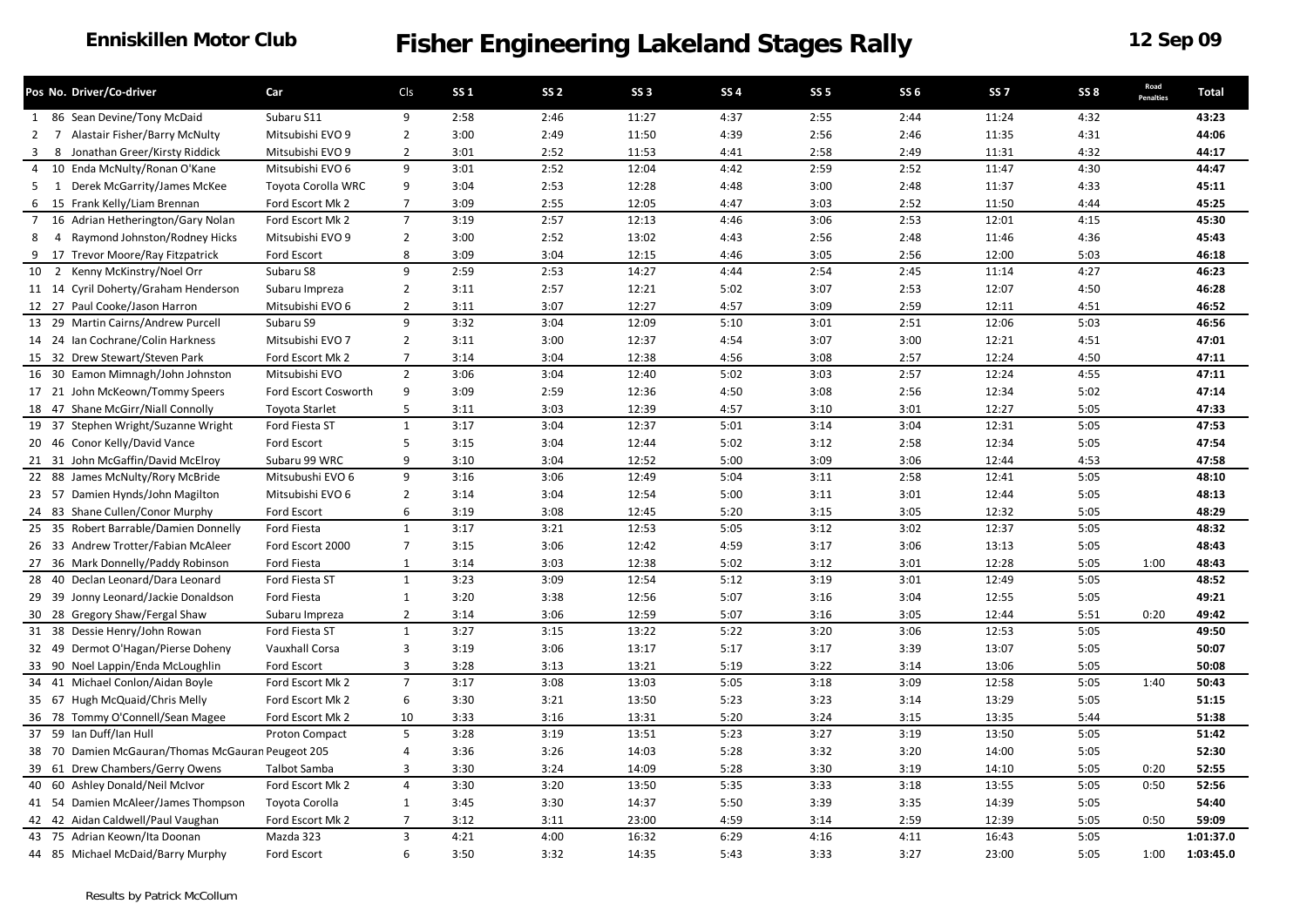# Enniskillen Motor Club — Fisher Engineering Lakeland Stages Rally — 12 Sep 09

| Pos | No. | Driver/Co-driver | Car | Cls | SS 1 | SS 2 | SS 3 | SS 4 | SS 5 | SS 6 | SS 7 | SS 8 | Road Penalties | Total |
|---|---|---|---|---|---|---|---|---|---|---|---|---|---|---|
| 1 | 86 | Sean Devine/Tony McDaid | Subaru S11 | 9 | 2:58 | 2:46 | 11:27 | 4:37 | 2:55 | 2:44 | 11:24 | 4:32 | | **43:23** |
| 2 | 7 | Alastair Fisher/Barry McNulty | Mitsubishi EVO 9 | 2 | 3:00 | 2:49 | 11:50 | 4:39 | 2:56 | 2:46 | 11:35 | 4:31 | | **44:06** |
| 3 | 8 | Jonathan Greer/Kirsty Riddick | Mitsubishi EVO 9 | 2 | 3:01 | 2:52 | 11:53 | 4:41 | 2:58 | 2:49 | 11:31 | 4:32 | | **44:17** |
| 4 | 10 | Enda McNulty/Ronan O'Kane | Mitsubishi EVO 6 | 9 | 3:01 | 2:52 | 12:04 | 4:42 | 2:59 | 2:52 | 11:47 | 4:30 | | **44:47** |
| 5 | 1 | Derek McGarrity/James McKee | Toyota Corolla WRC | 9 | 3:04 | 2:53 | 12:28 | 4:48 | 3:00 | 2:48 | 11:37 | 4:33 | | **45:11** |
| 6 | 15 | Frank Kelly/Liam Brennan | Ford Escort Mk 2 | 7 | 3:09 | 2:55 | 12:05 | 4:47 | 3:03 | 2:52 | 11:50 | 4:44 | | **45:25** |
| 7 | 16 | Adrian Hetherington/Gary Nolan | Ford Escort Mk 2 | 7 | 3:19 | 2:57 | 12:13 | 4:46 | 3:06 | 2:53 | 12:01 | 4:15 | | **45:30** |
| 8 | 4 | Raymond Johnston/Rodney Hicks | Mitsubishi EVO 9 | 2 | 3:00 | 2:52 | 13:02 | 4:43 | 2:56 | 2:48 | 11:46 | 4:36 | | **45:43** |
| 9 | 17 | Trevor Moore/Ray Fitzpatrick | Ford Escort | 8 | 3:09 | 3:04 | 12:15 | 4:46 | 3:05 | 2:56 | 12:00 | 5:03 | | **46:18** |
| 10 | 2 | Kenny McKinstry/Noel Orr | Subaru S8 | 9 | 2:59 | 2:53 | 14:27 | 4:44 | 2:54 | 2:45 | 11:14 | 4:27 | | **46:23** |
| 11 | 14 | Cyril Doherty/Graham Henderson | Subaru Impreza | 2 | 3:11 | 2:57 | 12:21 | 5:02 | 3:07 | 2:53 | 12:07 | 4:50 | | **46:28** |
| 12 | 27 | Paul Cooke/Jason Harron | Mitsubishi EVO 6 | 2 | 3:11 | 3:07 | 12:27 | 4:57 | 3:09 | 2:59 | 12:11 | 4:51 | | **46:52** |
| 13 | 29 | Martin Cairns/Andrew Purcell | Subaru S9 | 9 | 3:32 | 3:04 | 12:09 | 5:10 | 3:01 | 2:51 | 12:06 | 5:03 | | **46:56** |
| 14 | 24 | Ian Cochrane/Colin Harkness | Mitsubishi EVO 7 | 2 | 3:11 | 3:00 | 12:37 | 4:54 | 3:07 | 3:00 | 12:21 | 4:51 | | **47:01** |
| 15 | 32 | Drew Stewart/Steven Park | Ford Escort Mk 2 | 7 | 3:14 | 3:04 | 12:38 | 4:56 | 3:08 | 2:57 | 12:24 | 4:50 | | **47:11** |
| 16 | 30 | Eamon Mimnagh/John Johnston | Mitsubishi EVO | 2 | 3:06 | 3:04 | 12:40 | 5:02 | 3:03 | 2:57 | 12:24 | 4:55 | | **47:11** |
| 17 | 21 | John McKeown/Tommy Speers | Ford Escort Cosworth | 9 | 3:09 | 2:59 | 12:36 | 4:50 | 3:08 | 2:56 | 12:34 | 5:02 | | **47:14** |
| 18 | 47 | Shane McGirr/Niall Connolly | Toyota Starlet | 5 | 3:11 | 3:03 | 12:39 | 4:57 | 3:10 | 3:01 | 12:27 | 5:05 | | **47:33** |
| 19 | 37 | Stephen Wright/Suzanne Wright | Ford Fiesta ST | 1 | 3:17 | 3:04 | 12:37 | 5:01 | 3:14 | 3:04 | 12:31 | 5:05 | | **47:53** |
| 20 | 46 | Conor Kelly/David Vance | Ford Escort | 5 | 3:15 | 3:04 | 12:44 | 5:02 | 3:12 | 2:58 | 12:34 | 5:05 | | **47:54** |
| 21 | 31 | John McGaffin/David McElroy | Subaru 99 WRC | 9 | 3:10 | 3:04 | 12:52 | 5:00 | 3:09 | 3:06 | 12:44 | 4:53 | | **47:58** |
| 22 | 88 | James McNulty/Rory McBride | Mitsubushi EVO 6 | 9 | 3:16 | 3:06 | 12:49 | 5:04 | 3:11 | 2:58 | 12:41 | 5:05 | | **48:10** |
| 23 | 57 | Damien Hynds/John Magilton | Mitsubishi EVO 6 | 2 | 3:14 | 3:04 | 12:54 | 5:00 | 3:11 | 3:01 | 12:44 | 5:05 | | **48:13** |
| 24 | 83 | Shane Cullen/Conor Murphy | Ford Escort | 6 | 3:19 | 3:08 | 12:45 | 5:20 | 3:15 | 3:05 | 12:32 | 5:05 | | **48:29** |
| 25 | 35 | Robert Barrable/Damien Donnelly | Ford Fiesta | 1 | 3:17 | 3:21 | 12:53 | 5:05 | 3:12 | 3:02 | 12:37 | 5:05 | | **48:32** |
| 26 | 33 | Andrew Trotter/Fabian McAleer | Ford Escort 2000 | 7 | 3:15 | 3:06 | 12:42 | 4:59 | 3:17 | 3:06 | 13:13 | 5:05 | | **48:43** |
| 27 | 36 | Mark Donnelly/Paddy Robinson | Ford Fiesta | 1 | 3:14 | 3:03 | 12:38 | 5:02 | 3:12 | 3:01 | 12:28 | 5:05 | 1:00 | **48:43** |
| 28 | 40 | Declan Leonard/Dara Leonard | Ford Fiesta ST | 1 | 3:23 | 3:09 | 12:54 | 5:12 | 3:19 | 3:01 | 12:49 | 5:05 | | **48:52** |
| 29 | 39 | Jonny Leonard/Jackie Donaldson | Ford Fiesta | 1 | 3:20 | 3:38 | 12:56 | 5:07 | 3:16 | 3:04 | 12:55 | 5:05 | | **49:21** |
| 30 | 28 | Gregory Shaw/Fergal Shaw | Subaru Impreza | 2 | 3:14 | 3:06 | 12:59 | 5:07 | 3:16 | 3:05 | 12:44 | 5:51 | 0:20 | **49:42** |
| 31 | 38 | Dessie Henry/John Rowan | Ford Fiesta ST | 1 | 3:27 | 3:15 | 13:22 | 5:22 | 3:20 | 3:06 | 12:53 | 5:05 | | **49:50** |
| 32 | 49 | Dermot O'Hagan/Pierse Doheny | Vauxhall Corsa | 3 | 3:19 | 3:06 | 13:17 | 5:17 | 3:17 | 3:39 | 13:07 | 5:05 | | **50:07** |
| 33 | 90 | Noel Lappin/Enda McLoughlin | Ford Escort | 3 | 3:28 | 3:13 | 13:21 | 5:19 | 3:22 | 3:14 | 13:06 | 5:05 | | **50:08** |
| 34 | 41 | Michael Conlon/Aidan Boyle | Ford Escort Mk 2 | 7 | 3:17 | 3:08 | 13:03 | 5:05 | 3:18 | 3:09 | 12:58 | 5:05 | 1:40 | **50:43** |
| 35 | 67 | Hugh McQuaid/Chris Melly | Ford Escort Mk 2 | 6 | 3:30 | 3:21 | 13:50 | 5:23 | 3:23 | 3:14 | 13:29 | 5:05 | | **51:15** |
| 36 | 78 | Tommy O'Connell/Sean Magee | Ford Escort Mk 2 | 10 | 3:33 | 3:16 | 13:31 | 5:20 | 3:24 | 3:15 | 13:35 | 5:44 | | **51:38** |
| 37 | 59 | Ian Duff/Ian Hull | Proton Compact | 5 | 3:28 | 3:19 | 13:51 | 5:23 | 3:27 | 3:19 | 13:50 | 5:05 | | **51:42** |
| 38 | 70 | Damien McGauran/Thomas McGauran | Peugeot 205 | 4 | 3:36 | 3:26 | 14:03 | 5:28 | 3:32 | 3:20 | 14:00 | 5:05 | | **52:30** |
| 39 | 61 | Drew Chambers/Gerry Owens | Talbot Samba | 3 | 3:30 | 3:24 | 14:09 | 5:28 | 3:30 | 3:19 | 14:10 | 5:05 | 0:20 | **52:55** |
| 40 | 60 | Ashley Donald/Neil McIvor | Ford Escort Mk 2 | 4 | 3:30 | 3:20 | 13:50 | 5:35 | 3:33 | 3:18 | 13:55 | 5:05 | 0:50 | **52:56** |
| 41 | 54 | Damien McAleer/James Thompson | Toyota Corolla | 1 | 3:45 | 3:30 | 14:37 | 5:50 | 3:39 | 3:35 | 14:39 | 5:05 | | **54:40** |
| 42 | 42 | Aidan Caldwell/Paul Vaughan | Ford Escort Mk 2 | 7 | 3:12 | 3:11 | 23:00 | 4:59 | 3:14 | 2:59 | 12:39 | 5:05 | 0:50 | **59:09** |
| 43 | 75 | Adrian Keown/Ita Doonan | Mazda 323 | 3 | 4:21 | 4:00 | 16:32 | 6:29 | 4:16 | 4:11 | 16:43 | 5:05 | | **1:01:37.0** |
| 44 | 85 | Michael McDaid/Barry Murphy | Ford Escort | 6 | 3:50 | 3:32 | 14:35 | 5:43 | 3:33 | 3:27 | 23:00 | 5:05 | 1:00 | **1:03:45.0** |

Results by Patrick McCollum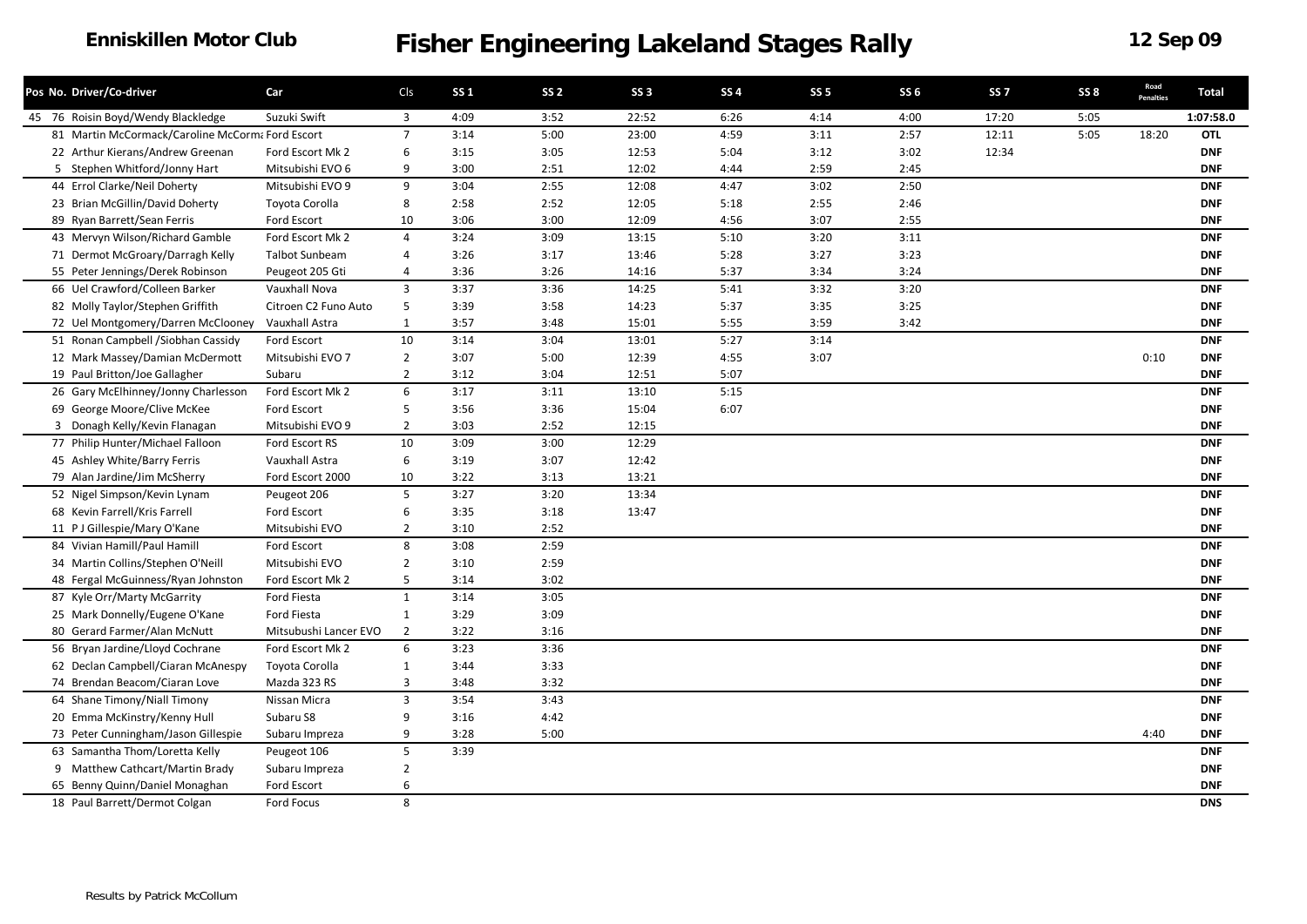Enniskillen Motor Club

# Fisher Engineering Lakeland Stages Rally

12 Sep 09

| Pos | No. | Driver/Co-driver | Car | Cls | SS 1 | SS 2 | SS 3 | SS 4 | SS 5 | SS 6 | SS 7 | SS 8 | Road Penalties | Total |
|---|---|---|---|---|---|---|---|---|---|---|---|---|---|---|
| 45 | 76 | Roisin Boyd/Wendy Blackledge | Suzuki Swift | 3 | 4:09 | 3:52 | 22:52 | 6:26 | 4:14 | 4:00 | 17:20 | 5:05 | | 1:07:58.0 |
| | 81 | Martin McCormack/Caroline McCorma | Ford Escort | 7 | 3:14 | 5:00 | 23:00 | 4:59 | 3:11 | 2:57 | 12:11 | 5:05 | 18:20 | OTL |
| | 22 | Arthur Kierans/Andrew Greenan | Ford Escort Mk 2 | 6 | 3:15 | 3:05 | 12:53 | 5:04 | 3:12 | 3:02 | 12:34 | | | DNF |
| | 5 | Stephen Whitford/Jonny Hart | Mitsubishi EVO 6 | 9 | 3:00 | 2:51 | 12:02 | 4:44 | 2:59 | 2:45 | | | | DNF |
| | 44 | Errol Clarke/Neil Doherty | Mitsubishi EVO 9 | 9 | 3:04 | 2:55 | 12:08 | 4:47 | 3:02 | 2:50 | | | | DNF |
| | 23 | Brian McGillin/David Doherty | Toyota Corolla | 8 | 2:58 | 2:52 | 12:05 | 5:18 | 2:55 | 2:46 | | | | DNF |
| | 89 | Ryan Barrett/Sean Ferris | Ford Escort | 10 | 3:06 | 3:00 | 12:09 | 4:56 | 3:07 | 2:55 | | | | DNF |
| | 43 | Mervyn Wilson/Richard Gamble | Ford Escort Mk 2 | 4 | 3:24 | 3:09 | 13:15 | 5:10 | 3:20 | 3:11 | | | | DNF |
| | 71 | Dermot McGroary/Darragh Kelly | Talbot Sunbeam | 4 | 3:26 | 3:17 | 13:46 | 5:28 | 3:27 | 3:23 | | | | DNF |
| | 55 | Peter Jennings/Derek Robinson | Peugeot 205 Gti | 4 | 3:36 | 3:26 | 14:16 | 5:37 | 3:34 | 3:24 | | | | DNF |
| | 66 | Uel Crawford/Colleen Barker | Vauxhall Nova | 3 | 3:37 | 3:36 | 14:25 | 5:41 | 3:32 | 3:20 | | | | DNF |
| | 82 | Molly Taylor/Stephen Griffith | Citroen C2 Funo Auto | 5 | 3:39 | 3:58 | 14:23 | 5:37 | 3:35 | 3:25 | | | | DNF |
| | 72 | Uel Montgomery/Darren McClooney | Vauxhall Astra | 1 | 3:57 | 3:48 | 15:01 | 5:55 | 3:59 | 3:42 | | | | DNF |
| | 51 | Ronan Campbell /Siobhan Cassidy | Ford Escort | 10 | 3:14 | 3:04 | 13:01 | 5:27 | 3:14 | | | | | DNF |
| | 12 | Mark Massey/Damian McDermott | Mitsubishi EVO 7 | 2 | 3:07 | 5:00 | 12:39 | 4:55 | 3:07 | | | | 0:10 | DNF |
| | 19 | Paul Britton/Joe Gallagher | Subaru | 2 | 3:12 | 3:04 | 12:51 | 5:07 | | | | | | DNF |
| | 26 | Gary McElhinney/Jonny Charlesson | Ford Escort Mk 2 | 6 | 3:17 | 3:11 | 13:10 | 5:15 | | | | | | DNF |
| | 69 | George Moore/Clive McKee | Ford Escort | 5 | 3:56 | 3:36 | 15:04 | 6:07 | | | | | | DNF |
| | 3 | Donagh Kelly/Kevin Flanagan | Mitsubishi EVO 9 | 2 | 3:03 | 2:52 | 12:15 | | | | | | | DNF |
| | 77 | Philip Hunter/Michael Falloon | Ford Escort RS | 10 | 3:09 | 3:00 | 12:29 | | | | | | | DNF |
| | 45 | Ashley White/Barry Ferris | Vauxhall Astra | 6 | 3:19 | 3:07 | 12:42 | | | | | | | DNF |
| | 79 | Alan Jardine/Jim McSherry | Ford Escort 2000 | 10 | 3:22 | 3:13 | 13:21 | | | | | | | DNF |
| | 52 | Nigel Simpson/Kevin Lynam | Peugeot 206 | 5 | 3:27 | 3:20 | 13:34 | | | | | | | DNF |
| | 68 | Kevin Farrell/Kris Farrell | Ford Escort | 6 | 3:35 | 3:18 | 13:47 | | | | | | | DNF |
| | 11 | P J Gillespie/Mary O'Kane | Mitsubishi EVO | 2 | 3:10 | 2:52 | | | | | | | | DNF |
| | 84 | Vivian Hamill/Paul Hamill | Ford Escort | 8 | 3:08 | 2:59 | | | | | | | | DNF |
| | 34 | Martin Collins/Stephen O'Neill | Mitsubishi EVO | 2 | 3:10 | 2:59 | | | | | | | | DNF |
| | 48 | Fergal McGuinness/Ryan Johnston | Ford Escort Mk 2 | 5 | 3:14 | 3:02 | | | | | | | | DNF |
| | 87 | Kyle Orr/Marty McGarrity | Ford Fiesta | 1 | 3:14 | 3:05 | | | | | | | | DNF |
| | 25 | Mark Donnelly/Eugene O'Kane | Ford Fiesta | 1 | 3:29 | 3:09 | | | | | | | | DNF |
| | 80 | Gerard Farmer/Alan McNutt | Mitsubushi Lancer EVO | 2 | 3:22 | 3:16 | | | | | | | | DNF |
| | 56 | Bryan Jardine/Lloyd Cochrane | Ford Escort Mk 2 | 6 | 3:23 | 3:36 | | | | | | | | DNF |
| | 62 | Declan Campbell/Ciaran McAnespy | Toyota Corolla | 1 | 3:44 | 3:33 | | | | | | | | DNF |
| | 74 | Brendan Beacom/Ciaran Love | Mazda 323 RS | 3 | 3:48 | 3:32 | | | | | | | | DNF |
| | 64 | Shane Timony/Niall Timony | Nissan Micra | 3 | 3:54 | 3:43 | | | | | | | | DNF |
| | 20 | Emma McKinstry/Kenny Hull | Subaru S8 | 9 | 3:16 | 4:42 | | | | | | | | DNF |
| | 73 | Peter Cunningham/Jason Gillespie | Subaru Impreza | 9 | 3:28 | 5:00 | | | | | | | 4:40 | DNF |
| | 63 | Samantha Thom/Loretta Kelly | Peugeot 106 | 5 | 3:39 | | | | | | | | | DNF |
| | 9 | Matthew Cathcart/Martin Brady | Subaru Impreza | 2 | | | | | | | | | | DNF |
| | 65 | Benny Quinn/Daniel Monaghan | Ford Escort | 6 | | | | | | | | | | DNF |
| | 18 | Paul Barrett/Dermot Colgan | Ford Focus | 8 | | | | | | | | | | DNS |

Results by Patrick McCollum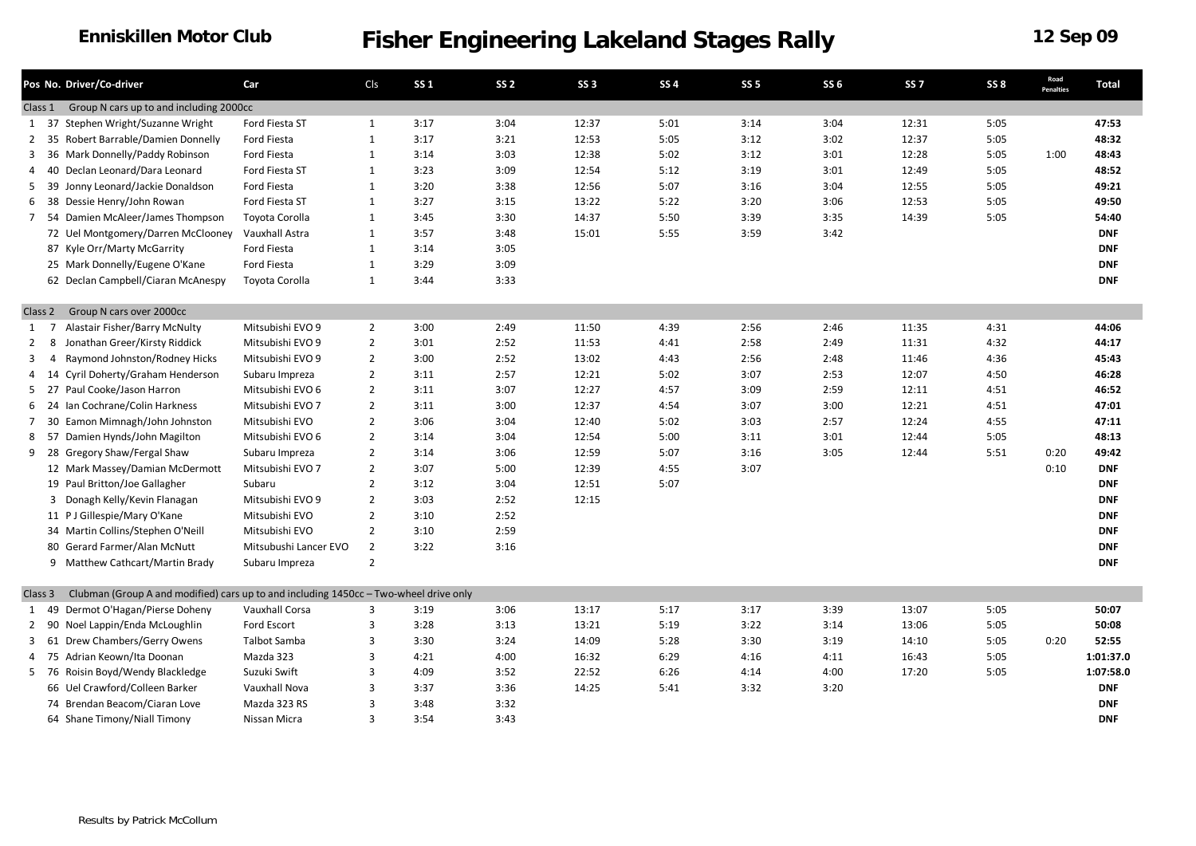**Enniskillen Motor Club**

# Fisher Engineering Lakeland Stages Rally

**12 Sep 09**

| Pos | No. | Driver/Co-driver | Car | Cls | SS 1 | SS 2 | SS 3 | SS 4 | SS 5 | SS 6 | SS 7 | SS 8 | Road Penalties | Total |
|---|---|---|---|---|---|---|---|---|---|---|---|---|---|---|
| Class 1 | | Group N cars up to and including 2000cc | | | | | | | | | | | | |
| 1 | 37 | Stephen Wright/Suzanne Wright | Ford Fiesta ST | 1 | 3:17 | 3:04 | 12:37 | 5:01 | 3:14 | 3:04 | 12:31 | 5:05 | | **47:53** |
| 2 | 35 | Robert Barrable/Damien Donnelly | Ford Fiesta | 1 | 3:17 | 3:21 | 12:53 | 5:05 | 3:12 | 3:02 | 12:37 | 5:05 | | **48:32** |
| 3 | 36 | Mark Donnelly/Paddy Robinson | Ford Fiesta | 1 | 3:14 | 3:03 | 12:38 | 5:02 | 3:12 | 3:01 | 12:28 | 5:05 | 1:00 | **48:43** |
| 4 | 40 | Declan Leonard/Dara Leonard | Ford Fiesta ST | 1 | 3:23 | 3:09 | 12:54 | 5:12 | 3:19 | 3:01 | 12:49 | 5:05 | | **48:52** |
| 5 | 39 | Jonny Leonard/Jackie Donaldson | Ford Fiesta | 1 | 3:20 | 3:38 | 12:56 | 5:07 | 3:16 | 3:04 | 12:55 | 5:05 | | **49:21** |
| 6 | 38 | Dessie Henry/John Rowan | Ford Fiesta ST | 1 | 3:27 | 3:15 | 13:22 | 5:22 | 3:20 | 3:06 | 12:53 | 5:05 | | **49:50** |
| 7 | 54 | Damien McAleer/James Thompson | Toyota Corolla | 1 | 3:45 | 3:30 | 14:37 | 5:50 | 3:39 | 3:35 | 14:39 | 5:05 | | **54:40** |
| | 72 | Uel Montgomery/Darren McClooney | Vauxhall Astra | 1 | 3:57 | 3:48 | 15:01 | 5:55 | 3:59 | 3:42 | | | | **DNF** |
| | 87 | Kyle Orr/Marty McGarrity | Ford Fiesta | 1 | 3:14 | 3:05 | | | | | | | | **DNF** |
| | 25 | Mark Donnelly/Eugene O'Kane | Ford Fiesta | 1 | 3:29 | 3:09 | | | | | | | | **DNF** |
| | 62 | Declan Campbell/Ciaran McAnespy | Toyota Corolla | 1 | 3:44 | 3:33 | | | | | | | | **DNF** |
| Class 2 | | Group N cars over 2000cc | | | | | | | | | | | | |
| 1 | 7 | Alastair Fisher/Barry McNulty | Mitsubishi EVO 9 | 2 | 3:00 | 2:49 | 11:50 | 4:39 | 2:56 | 2:46 | 11:35 | 4:31 | | **44:06** |
| 2 | 8 | Jonathan Greer/Kirsty Riddick | Mitsubishi EVO 9 | 2 | 3:01 | 2:52 | 11:53 | 4:41 | 2:58 | 2:49 | 11:31 | 4:32 | | **44:17** |
| 3 | 4 | Raymond Johnston/Rodney Hicks | Mitsubishi EVO 9 | 2 | 3:00 | 2:52 | 13:02 | 4:43 | 2:56 | 2:48 | 11:46 | 4:36 | | **45:43** |
| 4 | 14 | Cyril Doherty/Graham Henderson | Subaru Impreza | 2 | 3:11 | 2:57 | 12:21 | 5:02 | 3:07 | 2:53 | 12:07 | 4:50 | | **46:28** |
| 5 | 27 | Paul Cooke/Jason Harron | Mitsubishi EVO 6 | 2 | 3:11 | 3:07 | 12:27 | 4:57 | 3:09 | 2:59 | 12:11 | 4:51 | | **46:52** |
| 6 | 24 | Ian Cochrane/Colin Harkness | Mitsubishi EVO 7 | 2 | 3:11 | 3:00 | 12:37 | 4:54 | 3:07 | 3:00 | 12:21 | 4:51 | | **47:01** |
| 7 | 30 | Eamon Mimnagh/John Johnston | Mitsubishi EVO | 2 | 3:06 | 3:04 | 12:40 | 5:02 | 3:03 | 2:57 | 12:24 | 4:55 | | **47:11** |
| 8 | 57 | Damien Hynds/John Magilton | Mitsubishi EVO 6 | 2 | 3:14 | 3:04 | 12:54 | 5:00 | 3:11 | 3:01 | 12:44 | 5:05 | | **48:13** |
| 9 | 28 | Gregory Shaw/Fergal Shaw | Subaru Impreza | 2 | 3:14 | 3:06 | 12:59 | 5:07 | 3:16 | 3:05 | 12:44 | 5:51 | 0:20 | **49:42** |
| | 12 | Mark Massey/Damian McDermott | Mitsubishi EVO 7 | 2 | 3:07 | 5:00 | 12:39 | 4:55 | 3:07 | | | | 0:10 | **DNF** |
| | 19 | Paul Britton/Joe Gallagher | Subaru | 2 | 3:12 | 3:04 | 12:51 | 5:07 | | | | | | **DNF** |
| | 3 | Donagh Kelly/Kevin Flanagan | Mitsubishi EVO 9 | 2 | 3:03 | 2:52 | 12:15 | | | | | | | **DNF** |
| | 11 | P J Gillespie/Mary O'Kane | Mitsubishi EVO | 2 | 3:10 | 2:52 | | | | | | | | **DNF** |
| | 34 | Martin Collins/Stephen O'Neill | Mitsubishi EVO | 2 | 3:10 | 2:59 | | | | | | | | **DNF** |
| | 80 | Gerard Farmer/Alan McNutt | Mitsubushi Lancer EVO | 2 | 3:22 | 3:16 | | | | | | | | **DNF** |
| | 9 | Matthew Cathcart/Martin Brady | Subaru Impreza | 2 | | | | | | | | | | **DNF** |
| Class 3 | | Clubman (Group A and modified) cars up to and including 1450cc – Two-wheel drive only | | | | | | | | | | | | |
| 1 | 49 | Dermot O'Hagan/Pierse Doheny | Vauxhall Corsa | 3 | 3:19 | 3:06 | 13:17 | 5:17 | 3:17 | 3:39 | 13:07 | 5:05 | | **50:07** |
| 2 | 90 | Noel Lappin/Enda McLoughlin | Ford Escort | 3 | 3:28 | 3:13 | 13:21 | 5:19 | 3:22 | 3:14 | 13:06 | 5:05 | | **50:08** |
| 3 | 61 | Drew Chambers/Gerry Owens | Talbot Samba | 3 | 3:30 | 3:24 | 14:09 | 5:28 | 3:30 | 3:19 | 14:10 | 5:05 | 0:20 | **52:55** |
| 4 | 75 | Adrian Keown/Ita Doonan | Mazda 323 | 3 | 4:21 | 4:00 | 16:32 | 6:29 | 4:16 | 4:11 | 16:43 | 5:05 | | **1:01:37.0** |
| 5 | 76 | Roisin Boyd/Wendy Blackledge | Suzuki Swift | 3 | 4:09 | 3:52 | 22:52 | 6:26 | 4:14 | 4:00 | 17:20 | 5:05 | | **1:07:58.0** |
| | 66 | Uel Crawford/Colleen Barker | Vauxhall Nova | 3 | 3:37 | 3:36 | 14:25 | 5:41 | 3:32 | 3:20 | | | | **DNF** |
| | 74 | Brendan Beacom/Ciaran Love | Mazda 323 RS | 3 | 3:48 | 3:32 | | | | | | | | **DNF** |
| | 64 | Shane Timony/Niall Timony | Nissan Micra | 3 | 3:54 | 3:43 | | | | | | | | **DNF** |

Results by Patrick McCollum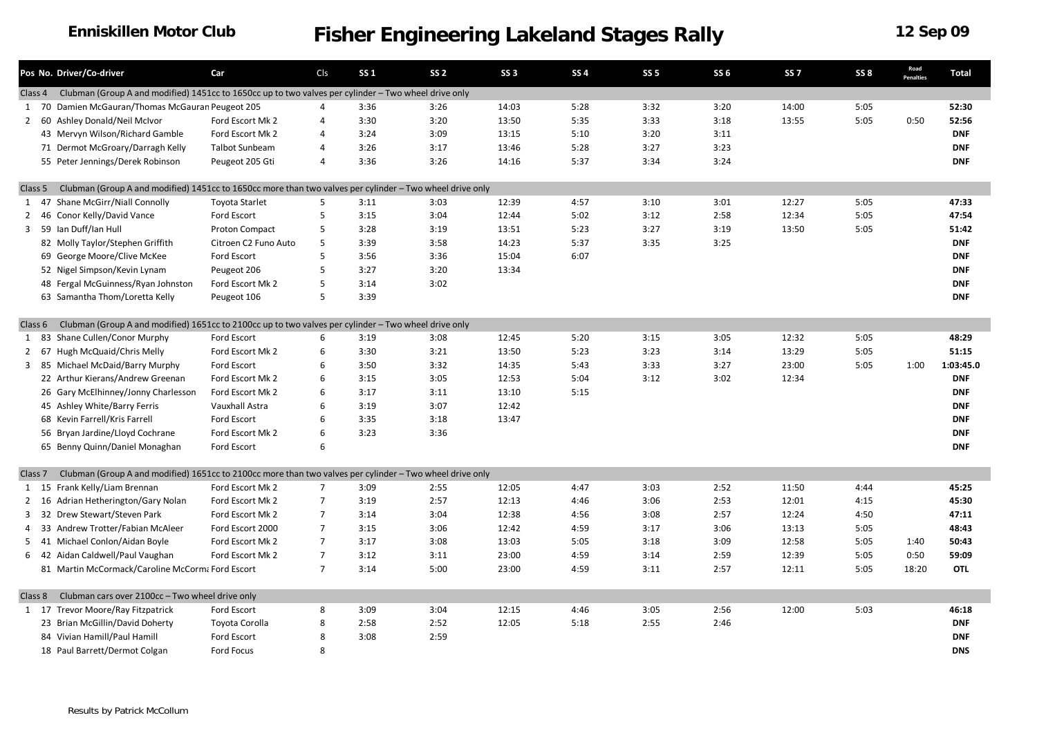**Enniskillen Motor Club** | **Fisher Engineering Lakeland Stages Rally** | **12 Sep 09**

| Pos | No. | Driver/Co-driver | Car | Cls | SS 1 | SS 2 | SS 3 | SS 4 | SS 5 | SS 6 | SS 7 | SS 8 | Road Penalties | Total |
|---|---|---|---|---|---|---|---|---|---|---|---|---|---|---|
| Class 4 | | Clubman (Group A and modified) 1451cc to 1650cc up to two valves per cylinder – Two wheel drive only | | | | | | | | | | | | |
| 1 | 70 | Damien McGauran/Thomas McGauran | Peugeot 205 | 4 | 3:36 | 3:26 | 14:03 | 5:28 | 3:32 | 3:20 | 14:00 | 5:05 | | **52:30** |
| 2 | 60 | Ashley Donald/Neil McIvor | Ford Escort Mk 2 | 4 | 3:30 | 3:20 | 13:50 | 5:35 | 3:33 | 3:18 | 13:55 | 5:05 | 0:50 | **52:56** |
| | 43 | Mervyn Wilson/Richard Gamble | Ford Escort Mk 2 | 4 | 3:24 | 3:09 | 13:15 | 5:10 | 3:20 | 3:11 | | | | **DNF** |
| | 71 | Dermot McGroary/Darragh Kelly | Talbot Sunbeam | 4 | 3:26 | 3:17 | 13:46 | 5:28 | 3:27 | 3:23 | | | | **DNF** |
| | 55 | Peter Jennings/Derek Robinson | Peugeot 205 Gti | 4 | 3:36 | 3:26 | 14:16 | 5:37 | 3:34 | 3:24 | | | | **DNF** |
| Class 5 | | Clubman (Group A and modified) 1451cc to 1650cc more than two valves per cylinder – Two wheel drive only | | | | | | | | | | | | |
| 1 | 47 | Shane McGirr/Niall Connolly | Toyota Starlet | 5 | 3:11 | 3:03 | 12:39 | 4:57 | 3:10 | 3:01 | 12:27 | 5:05 | | **47:33** |
| 2 | 46 | Conor Kelly/David Vance | Ford Escort | 5 | 3:15 | 3:04 | 12:44 | 5:02 | 3:12 | 2:58 | 12:34 | 5:05 | | **47:54** |
| 3 | 59 | Ian Duff/Ian Hull | Proton Compact | 5 | 3:28 | 3:19 | 13:51 | 5:23 | 3:27 | 3:19 | 13:50 | 5:05 | | **51:42** |
| | 82 | Molly Taylor/Stephen Griffith | Citroen C2 Funo Auto | 5 | 3:39 | 3:58 | 14:23 | 5:37 | 3:35 | 3:25 | | | | **DNF** |
| | 69 | George Moore/Clive McKee | Ford Escort | 5 | 3:56 | 3:36 | 15:04 | 6:07 | | | | | | **DNF** |
| | 52 | Nigel Simpson/Kevin Lynam | Peugeot 206 | 5 | 3:27 | 3:20 | 13:34 | | | | | | | **DNF** |
| | 48 | Fergal McGuinness/Ryan Johnston | Ford Escort Mk 2 | 5 | 3:14 | 3:02 | | | | | | | | **DNF** |
| | 63 | Samantha Thom/Loretta Kelly | Peugeot 106 | 5 | 3:39 | | | | | | | | | **DNF** |
| Class 6 | | Clubman (Group A and modified) 1651cc to 2100cc up to two valves per cylinder – Two wheel drive only | | | | | | | | | | | | |
| 1 | 83 | Shane Cullen/Conor Murphy | Ford Escort | 6 | 3:19 | 3:08 | 12:45 | 5:20 | 3:15 | 3:05 | 12:32 | 5:05 | | **48:29** |
| 2 | 67 | Hugh McQuaid/Chris Melly | Ford Escort Mk 2 | 6 | 3:30 | 3:21 | 13:50 | 5:23 | 3:23 | 3:14 | 13:29 | 5:05 | | **51:15** |
| 3 | 85 | Michael McDaid/Barry Murphy | Ford Escort | 6 | 3:50 | 3:32 | 14:35 | 5:43 | 3:33 | 3:27 | 23:00 | 5:05 | 1:00 | **1:03:45.0** |
| | 22 | Arthur Kierans/Andrew Greenan | Ford Escort Mk 2 | 6 | 3:15 | 3:05 | 12:53 | 5:04 | 3:12 | 3:02 | 12:34 | | | **DNF** |
| | 26 | Gary McElhinney/Jonny Charlesson | Ford Escort Mk 2 | 6 | 3:17 | 3:11 | 13:10 | 5:15 | | | | | | **DNF** |
| | 45 | Ashley White/Barry Ferris | Vauxhall Astra | 6 | 3:19 | 3:07 | 12:42 | | | | | | | **DNF** |
| | 68 | Kevin Farrell/Kris Farrell | Ford Escort | 6 | 3:35 | 3:18 | 13:47 | | | | | | | **DNF** |
| | 56 | Bryan Jardine/Lloyd Cochrane | Ford Escort Mk 2 | 6 | 3:23 | 3:36 | | | | | | | | **DNF** |
| | 65 | Benny Quinn/Daniel Monaghan | Ford Escort | 6 | | | | | | | | | | **DNF** |
| Class 7 | | Clubman (Group A and modified) 1651cc to 2100cc more than two valves per cylinder – Two wheel drive only | | | | | | | | | | | | |
| 1 | 15 | Frank Kelly/Liam Brennan | Ford Escort Mk 2 | 7 | 3:09 | 2:55 | 12:05 | 4:47 | 3:03 | 2:52 | 11:50 | 4:44 | | **45:25** |
| 2 | 16 | Adrian Hetherington/Gary Nolan | Ford Escort Mk 2 | 7 | 3:19 | 2:57 | 12:13 | 4:46 | 3:06 | 2:53 | 12:01 | 4:15 | | **45:30** |
| 3 | 32 | Drew Stewart/Steven Park | Ford Escort Mk 2 | 7 | 3:14 | 3:04 | 12:38 | 4:56 | 3:08 | 2:57 | 12:24 | 4:50 | | **47:11** |
| 4 | 33 | Andrew Trotter/Fabian McAleer | Ford Escort 2000 | 7 | 3:15 | 3:06 | 12:42 | 4:59 | 3:17 | 3:06 | 13:13 | 5:05 | | **48:43** |
| 5 | 41 | Michael Conlon/Aidan Boyle | Ford Escort Mk 2 | 7 | 3:17 | 3:08 | 13:03 | 5:05 | 3:18 | 3:09 | 12:58 | 5:05 | 1:40 | **50:43** |
| 6 | 42 | Aidan Caldwell/Paul Vaughan | Ford Escort Mk 2 | 7 | 3:12 | 3:11 | 23:00 | 4:59 | 3:14 | 2:59 | 12:39 | 5:05 | 0:50 | **59:09** |
| | 81 | Martin McCormack/Caroline McCorma | Ford Escort | 7 | 3:14 | 5:00 | 23:00 | 4:59 | 3:11 | 2:57 | 12:11 | 5:05 | 18:20 | **OTL** |
| Class 8 | | Clubman cars over 2100cc – Two wheel drive only | | | | | | | | | | | | |
| 1 | 17 | Trevor Moore/Ray Fitzpatrick | Ford Escort | 8 | 3:09 | 3:04 | 12:15 | 4:46 | 3:05 | 2:56 | 12:00 | 5:03 | | **46:18** |
| | 23 | Brian McGillin/David Doherty | Toyota Corolla | 8 | 2:58 | 2:52 | 12:05 | 5:18 | 2:55 | 2:46 | | | | **DNF** |
| | 84 | Vivian Hamill/Paul Hamill | Ford Escort | 8 | 3:08 | 2:59 | | | | | | | | **DNF** |
| | 18 | Paul Barrett/Dermot Colgan | Ford Focus | 8 | | | | | | | | | | **DNS** |

Results by Patrick McCollum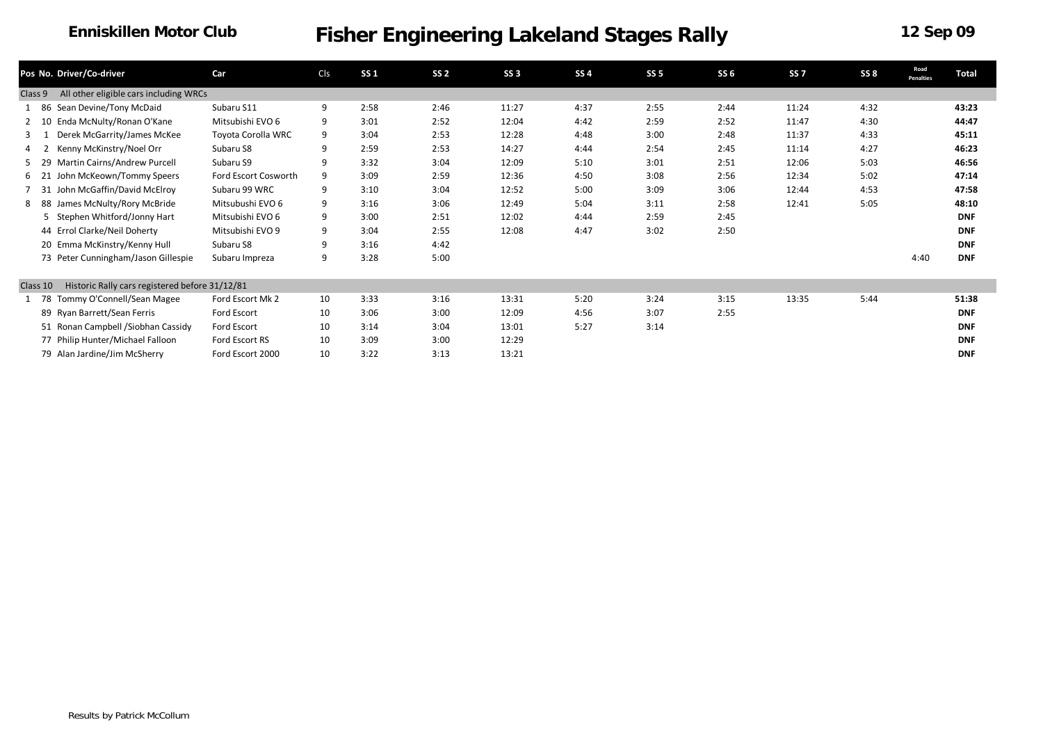**Enniskillen Motor Club** | **Fisher Engineering Lakeland Stages Rally** | **12 Sep 09**

| Pos | No. | Driver/Co-driver | Car | Cls | SS 1 | SS 2 | SS 3 | SS 4 | SS 5 | SS 6 | SS 7 | SS 8 | Road Penalties | Total |
|---|---|---|---|---|---|---|---|---|---|---|---|---|---|---|
| Class 9 | | All other eligible cars including WRCs | | | | | | | | | | | | |
| 1 | 86 | Sean Devine/Tony McDaid | Subaru S11 | 9 | 2:58 | 2:46 | 11:27 | 4:37 | 2:55 | 2:44 | 11:24 | 4:32 | | **43:23** |
| 2 | 10 | Enda McNulty/Ronan O'Kane | Mitsubishi EVO 6 | 9 | 3:01 | 2:52 | 12:04 | 4:42 | 2:59 | 2:52 | 11:47 | 4:30 | | **44:47** |
| 3 | 1 | Derek McGarrity/James McKee | Toyota Corolla WRC | 9 | 3:04 | 2:53 | 12:28 | 4:48 | 3:00 | 2:48 | 11:37 | 4:33 | | **45:11** |
| 4 | 2 | Kenny McKinstry/Noel Orr | Subaru S8 | 9 | 2:59 | 2:53 | 14:27 | 4:44 | 2:54 | 2:45 | 11:14 | 4:27 | | **46:23** |
| 5 | 29 | Martin Cairns/Andrew Purcell | Subaru S9 | 9 | 3:32 | 3:04 | 12:09 | 5:10 | 3:01 | 2:51 | 12:06 | 5:03 | | **46:56** |
| 6 | 21 | John McKeown/Tommy Speers | Ford Escort Cosworth | 9 | 3:09 | 2:59 | 12:36 | 4:50 | 3:08 | 2:56 | 12:34 | 5:02 | | **47:14** |
| 7 | 31 | John McGaffin/David McElroy | Subaru 99 WRC | 9 | 3:10 | 3:04 | 12:52 | 5:00 | 3:09 | 3:06 | 12:44 | 4:53 | | **47:58** |
| 8 | 88 | James McNulty/Rory McBride | Mitsubushi EVO 6 | 9 | 3:16 | 3:06 | 12:49 | 5:04 | 3:11 | 2:58 | 12:41 | 5:05 | | **48:10** |
| | 5 | Stephen Whitford/Jonny Hart | Mitsubishi EVO 6 | 9 | 3:00 | 2:51 | 12:02 | 4:44 | 2:59 | 2:45 | | | | **DNF** |
| | 44 | Errol Clarke/Neil Doherty | Mitsubishi EVO 9 | 9 | 3:04 | 2:55 | 12:08 | 4:47 | 3:02 | 2:50 | | | | **DNF** |
| | 20 | Emma McKinstry/Kenny Hull | Subaru S8 | 9 | 3:16 | 4:42 | | | | | | | | **DNF** |
| | 73 | Peter Cunningham/Jason Gillespie | Subaru Impreza | 9 | 3:28 | 5:00 | | | | | | | 4:40 | **DNF** |
| Class 10 | | Historic Rally cars registered before 31/12/81 | | | | | | | | | | | | |
| 1 | 78 | Tommy O'Connell/Sean Magee | Ford Escort Mk 2 | 10 | 3:33 | 3:16 | 13:31 | 5:20 | 3:24 | 3:15 | 13:35 | 5:44 | | **51:38** |
| | 89 | Ryan Barrett/Sean Ferris | Ford Escort | 10 | 3:06 | 3:00 | 12:09 | 4:56 | 3:07 | 2:55 | | | | **DNF** |
| | 51 | Ronan Campbell /Siobhan Cassidy | Ford Escort | 10 | 3:14 | 3:04 | 13:01 | 5:27 | 3:14 | | | | | **DNF** |
| | 77 | Philip Hunter/Michael Falloon | Ford Escort RS | 10 | 3:09 | 3:00 | 12:29 | | | | | | | **DNF** |
| | 79 | Alan Jardine/Jim McSherry | Ford Escort 2000 | 10 | 3:22 | 3:13 | 13:21 | | | | | | | **DNF** |

Results by Patrick McCollum